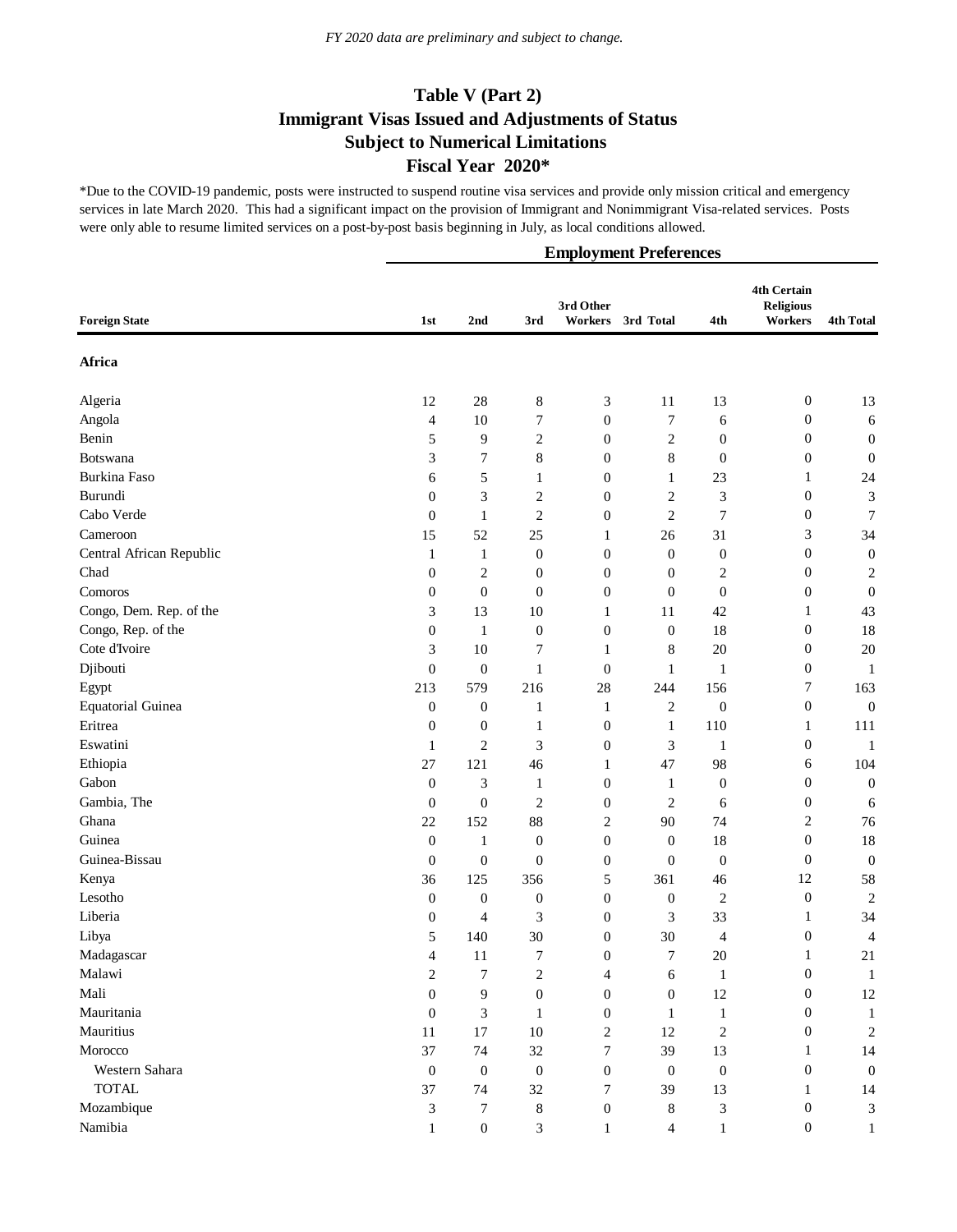*FY 2020 data are preliminary and subject to change.*

# Table V (Part 2)
## Immigrant Visas Issued and Adjustments of Status
## Subject to Numerical Limitations
## Fiscal Year 2020*

*Due to the COVID-19 pandemic, posts were instructed to suspend routine visa services and provide only mission critical and emergency services in late March 2020. This had a significant impact on the provision of Immigrant and Nonimmigrant Visa-related services. Posts were only able to resume limited services on a post-by-post basis beginning in July, as local conditions allowed.

| | Employment Preferences | | | | | | | |
|---|---|---|---|---|---|---|---|---|
| **Foreign State** | **1st** | **2nd** | **3rd** | **3rd Other Workers** | **3rd Total** | **4th** | **4th Certain Religious Workers** | **4th Total** |
| **Africa** | | | | | | | | |
| Algeria | 12 | 28 | 8 | 3 | 11 | 13 | 0 | 13 |
| Angola | 4 | 10 | 7 | 0 | 7 | 6 | 0 | 6 |
| Benin | 5 | 9 | 2 | 0 | 2 | 0 | 0 | 0 |
| Botswana | 3 | 7 | 8 | 0 | 8 | 0 | 0 | 0 |
| Burkina Faso | 6 | 5 | 1 | 0 | 1 | 23 | 1 | 24 |
| Burundi | 0 | 3 | 2 | 0 | 2 | 3 | 0 | 3 |
| Cabo Verde | 0 | 1 | 2 | 0 | 2 | 7 | 0 | 7 |
| Cameroon | 15 | 52 | 25 | 1 | 26 | 31 | 3 | 34 |
| Central African Republic | 1 | 1 | 0 | 0 | 0 | 0 | 0 | 0 |
| Chad | 0 | 2 | 0 | 0 | 0 | 2 | 0 | 2 |
| Comoros | 0 | 0 | 0 | 0 | 0 | 0 | 0 | 0 |
| Congo, Dem. Rep. of the | 3 | 13 | 10 | 1 | 11 | 42 | 1 | 43 |
| Congo, Rep. of the | 0 | 1 | 0 | 0 | 0 | 18 | 0 | 18 |
| Cote d'Ivoire | 3 | 10 | 7 | 1 | 8 | 20 | 0 | 20 |
| Djibouti | 0 | 0 | 1 | 0 | 1 | 1 | 0 | 1 |
| Egypt | 213 | 579 | 216 | 28 | 244 | 156 | 7 | 163 |
| Equatorial Guinea | 0 | 0 | 1 | 1 | 2 | 0 | 0 | 0 |
| Eritrea | 0 | 0 | 1 | 0 | 1 | 110 | 1 | 111 |
| Eswatini | 1 | 2 | 3 | 0 | 3 | 1 | 0 | 1 |
| Ethiopia | 27 | 121 | 46 | 1 | 47 | 98 | 6 | 104 |
| Gabon | 0 | 3 | 1 | 0 | 1 | 0 | 0 | 0 |
| Gambia, The | 0 | 0 | 2 | 0 | 2 | 6 | 0 | 6 |
| Ghana | 22 | 152 | 88 | 2 | 90 | 74 | 2 | 76 |
| Guinea | 0 | 1 | 0 | 0 | 0 | 18 | 0 | 18 |
| Guinea-Bissau | 0 | 0 | 0 | 0 | 0 | 0 | 0 | 0 |
| Kenya | 36 | 125 | 356 | 5 | 361 | 46 | 12 | 58 |
| Lesotho | 0 | 0 | 0 | 0 | 0 | 2 | 0 | 2 |
| Liberia | 0 | 4 | 3 | 0 | 3 | 33 | 1 | 34 |
| Libya | 5 | 140 | 30 | 0 | 30 | 4 | 0 | 4 |
| Madagascar | 4 | 11 | 7 | 0 | 7 | 20 | 1 | 21 |
| Malawi | 2 | 7 | 2 | 4 | 6 | 1 | 0 | 1 |
| Mali | 0 | 9 | 0 | 0 | 0 | 12 | 0 | 12 |
| Mauritania | 0 | 3 | 1 | 0 | 1 | 1 | 0 | 1 |
| Mauritius | 11 | 17 | 10 | 2 | 12 | 2 | 0 | 2 |
| Morocco | 37 | 74 | 32 | 7 | 39 | 13 | 1 | 14 |
| Western Sahara | 0 | 0 | 0 | 0 | 0 | 0 | 0 | 0 |
| TOTAL | 37 | 74 | 32 | 7 | 39 | 13 | 1 | 14 |
| Mozambique | 3 | 7 | 8 | 0 | 8 | 3 | 0 | 3 |
| Namibia | 1 | 0 | 3 | 1 | 4 | 1 | 0 | 1 |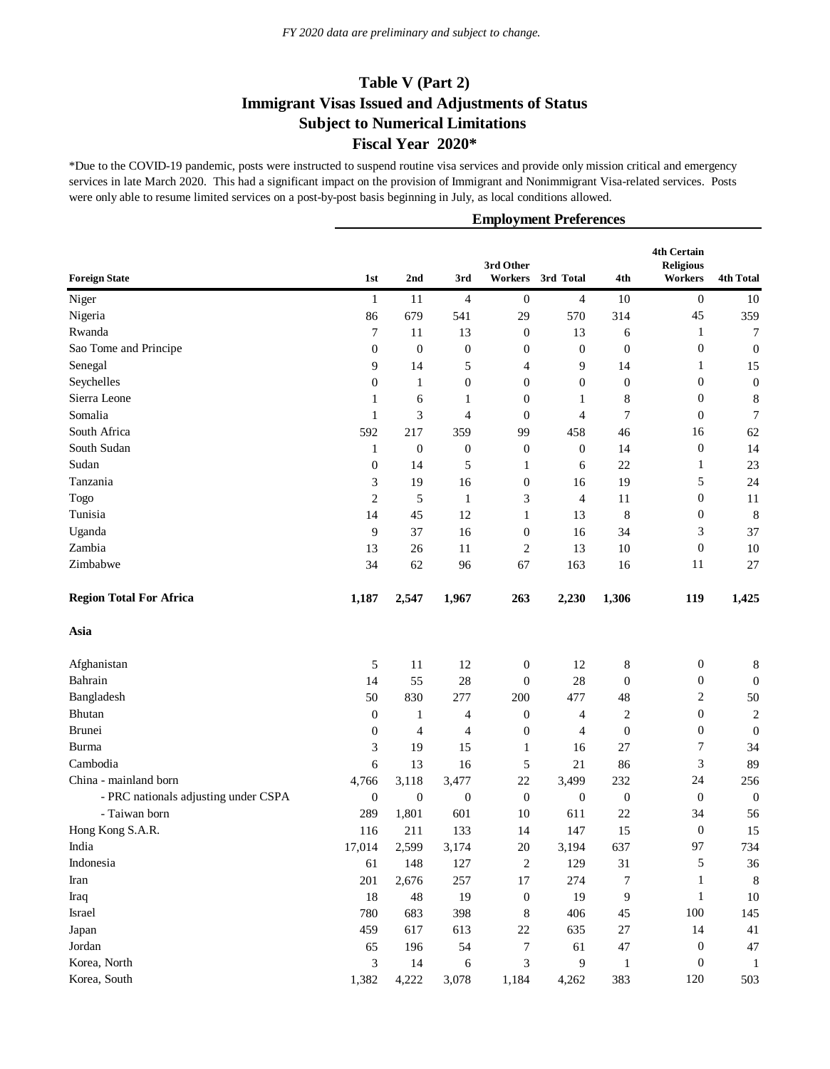*FY 2020 data are preliminary and subject to change.*

# Table V (Part 2)
## Immigrant Visas Issued and Adjustments of Status
## Subject to Numerical Limitations
## Fiscal Year 2020*

*Due to the COVID-19 pandemic, posts were instructed to suspend routine visa services and provide only mission critical and emergency services in late March 2020. This had a significant impact on the provision of Immigrant and Nonimmigrant Visa-related services. Posts were only able to resume limited services on a post-by-post basis beginning in July, as local conditions allowed.

| | Employment Preferences | | | | | | | |
|---|---|---|---|---|---|---|---|---|
| **Foreign State** | **1st** | **2nd** | **3rd** | **3rd Other Workers** | **3rd Total** | **4th** | **4th Certain Religious Workers** | **4th Total** |
| Niger | 1 | 11 | 4 | 0 | 4 | 10 | 0 | 10 |
| Nigeria | 86 | 679 | 541 | 29 | 570 | 314 | 45 | 359 |
| Rwanda | 7 | 11 | 13 | 0 | 13 | 6 | 1 | 7 |
| Sao Tome and Principe | 0 | 0 | 0 | 0 | 0 | 0 | 0 | 0 |
| Senegal | 9 | 14 | 5 | 4 | 9 | 14 | 1 | 15 |
| Seychelles | 0 | 1 | 0 | 0 | 0 | 0 | 0 | 0 |
| Sierra Leone | 1 | 6 | 1 | 0 | 1 | 8 | 0 | 8 |
| Somalia | 1 | 3 | 4 | 0 | 4 | 7 | 0 | 7 |
| South Africa | 592 | 217 | 359 | 99 | 458 | 46 | 16 | 62 |
| South Sudan | 1 | 0 | 0 | 0 | 0 | 14 | 0 | 14 |
| Sudan | 0 | 14 | 5 | 1 | 6 | 22 | 1 | 23 |
| Tanzania | 3 | 19 | 16 | 0 | 16 | 19 | 5 | 24 |
| Togo | 2 | 5 | 1 | 3 | 4 | 11 | 0 | 11 |
| Tunisia | 14 | 45 | 12 | 1 | 13 | 8 | 0 | 8 |
| Uganda | 9 | 37 | 16 | 0 | 16 | 34 | 3 | 37 |
| Zambia | 13 | 26 | 11 | 2 | 13 | 10 | 0 | 10 |
| Zimbabwe | 34 | 62 | 96 | 67 | 163 | 16 | 11 | 27 |
| **Region Total For Africa** | **1,187** | **2,547** | **1,967** | **263** | **2,230** | **1,306** | **119** | **1,425** |
| **Asia** | | | | | | | | |
| Afghanistan | 5 | 11 | 12 | 0 | 12 | 8 | 0 | 8 |
| Bahrain | 14 | 55 | 28 | 0 | 28 | 0 | 0 | 0 |
| Bangladesh | 50 | 830 | 277 | 200 | 477 | 48 | 2 | 50 |
| Bhutan | 0 | 1 | 4 | 0 | 4 | 2 | 0 | 2 |
| Brunei | 0 | 4 | 4 | 0 | 4 | 0 | 0 | 0 |
| Burma | 3 | 19 | 15 | 1 | 16 | 27 | 7 | 34 |
| Cambodia | 6 | 13 | 16 | 5 | 21 | 86 | 3 | 89 |
| China - mainland born | 4,766 | 3,118 | 3,477 | 22 | 3,499 | 232 | 24 | 256 |
| - PRC nationals adjusting under CSPA | 0 | 0 | 0 | 0 | 0 | 0 | 0 | 0 |
| - Taiwan born | 289 | 1,801 | 601 | 10 | 611 | 22 | 34 | 56 |
| Hong Kong S.A.R. | 116 | 211 | 133 | 14 | 147 | 15 | 0 | 15 |
| India | 17,014 | 2,599 | 3,174 | 20 | 3,194 | 637 | 97 | 734 |
| Indonesia | 61 | 148 | 127 | 2 | 129 | 31 | 5 | 36 |
| Iran | 201 | 2,676 | 257 | 17 | 274 | 7 | 1 | 8 |
| Iraq | 18 | 48 | 19 | 0 | 19 | 9 | 1 | 10 |
| Israel | 780 | 683 | 398 | 8 | 406 | 45 | 100 | 145 |
| Japan | 459 | 617 | 613 | 22 | 635 | 27 | 14 | 41 |
| Jordan | 65 | 196 | 54 | 7 | 61 | 47 | 0 | 47 |
| Korea, North | 3 | 14 | 6 | 3 | 9 | 1 | 0 | 1 |
| Korea, South | 1,382 | 4,222 | 3,078 | 1,184 | 4,262 | 383 | 120 | 503 |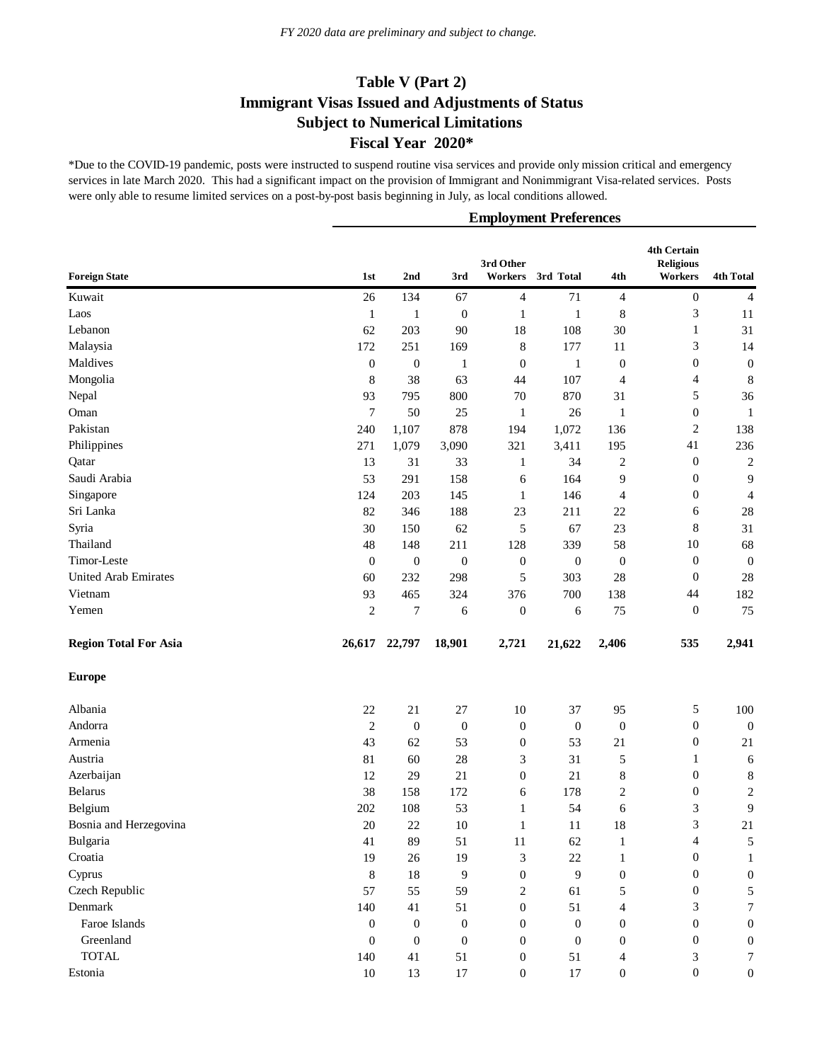*FY 2020 data are preliminary and subject to change.*

# Table V (Part 2)
## Immigrant Visas Issued and Adjustments of Status
## Subject to Numerical Limitations
## Fiscal Year 2020*

*Due to the COVID-19 pandemic, posts were instructed to suspend routine visa services and provide only mission critical and emergency services in late March 2020. This had a significant impact on the provision of Immigrant and Nonimmigrant Visa-related services. Posts were only able to resume limited services on a post-by-post basis beginning in July, as local conditions allowed.

| | Employment Preferences | | | | | | | |
|---|---|---|---|---|---|---|---|---|
| **Foreign State** | **1st** | **2nd** | **3rd** | **3rd Other Workers** | **3rd Total** | **4th** | **4th Certain Religious Workers** | **4th Total** |
| Kuwait | 26 | 134 | 67 | 4 | 71 | 4 | 0 | 4 |
| Laos | 1 | 1 | 0 | 1 | 1 | 8 | 3 | 11 |
| Lebanon | 62 | 203 | 90 | 18 | 108 | 30 | 1 | 31 |
| Malaysia | 172 | 251 | 169 | 8 | 177 | 11 | 3 | 14 |
| Maldives | 0 | 0 | 1 | 0 | 1 | 0 | 0 | 0 |
| Mongolia | 8 | 38 | 63 | 44 | 107 | 4 | 4 | 8 |
| Nepal | 93 | 795 | 800 | 70 | 870 | 31 | 5 | 36 |
| Oman | 7 | 50 | 25 | 1 | 26 | 1 | 0 | 1 |
| Pakistan | 240 | 1,107 | 878 | 194 | 1,072 | 136 | 2 | 138 |
| Philippines | 271 | 1,079 | 3,090 | 321 | 3,411 | 195 | 41 | 236 |
| Qatar | 13 | 31 | 33 | 1 | 34 | 2 | 0 | 2 |
| Saudi Arabia | 53 | 291 | 158 | 6 | 164 | 9 | 0 | 9 |
| Singapore | 124 | 203 | 145 | 1 | 146 | 4 | 0 | 4 |
| Sri Lanka | 82 | 346 | 188 | 23 | 211 | 22 | 6 | 28 |
| Syria | 30 | 150 | 62 | 5 | 67 | 23 | 8 | 31 |
| Thailand | 48 | 148 | 211 | 128 | 339 | 58 | 10 | 68 |
| Timor-Leste | 0 | 0 | 0 | 0 | 0 | 0 | 0 | 0 |
| United Arab Emirates | 60 | 232 | 298 | 5 | 303 | 28 | 0 | 28 |
| Vietnam | 93 | 465 | 324 | 376 | 700 | 138 | 44 | 182 |
| Yemen | 2 | 7 | 6 | 0 | 6 | 75 | 0 | 75 |
| **Region Total For Asia** | **26,617** | **22,797** | **18,901** | **2,721** | **21,622** | **2,406** | **535** | **2,941** |
| **Europe** | | | | | | | | |
| Albania | 22 | 21 | 27 | 10 | 37 | 95 | 5 | 100 |
| Andorra | 2 | 0 | 0 | 0 | 0 | 0 | 0 | 0 |
| Armenia | 43 | 62 | 53 | 0 | 53 | 21 | 0 | 21 |
| Austria | 81 | 60 | 28 | 3 | 31 | 5 | 1 | 6 |
| Azerbaijan | 12 | 29 | 21 | 0 | 21 | 8 | 0 | 8 |
| Belarus | 38 | 158 | 172 | 6 | 178 | 2 | 0 | 2 |
| Belgium | 202 | 108 | 53 | 1 | 54 | 6 | 3 | 9 |
| Bosnia and Herzegovina | 20 | 22 | 10 | 1 | 11 | 18 | 3 | 21 |
| Bulgaria | 41 | 89 | 51 | 11 | 62 | 1 | 4 | 5 |
| Croatia | 19 | 26 | 19 | 3 | 22 | 1 | 0 | 1 |
| Cyprus | 8 | 18 | 9 | 0 | 9 | 0 | 0 | 0 |
| Czech Republic | 57 | 55 | 59 | 2 | 61 | 5 | 0 | 5 |
| Denmark | 140 | 41 | 51 | 0 | 51 | 4 | 3 | 7 |
| Faroe Islands | 0 | 0 | 0 | 0 | 0 | 0 | 0 | 0 |
| Greenland | 0 | 0 | 0 | 0 | 0 | 0 | 0 | 0 |
| TOTAL | 140 | 41 | 51 | 0 | 51 | 4 | 3 | 7 |
| Estonia | 10 | 13 | 17 | 0 | 17 | 0 | 0 | 0 |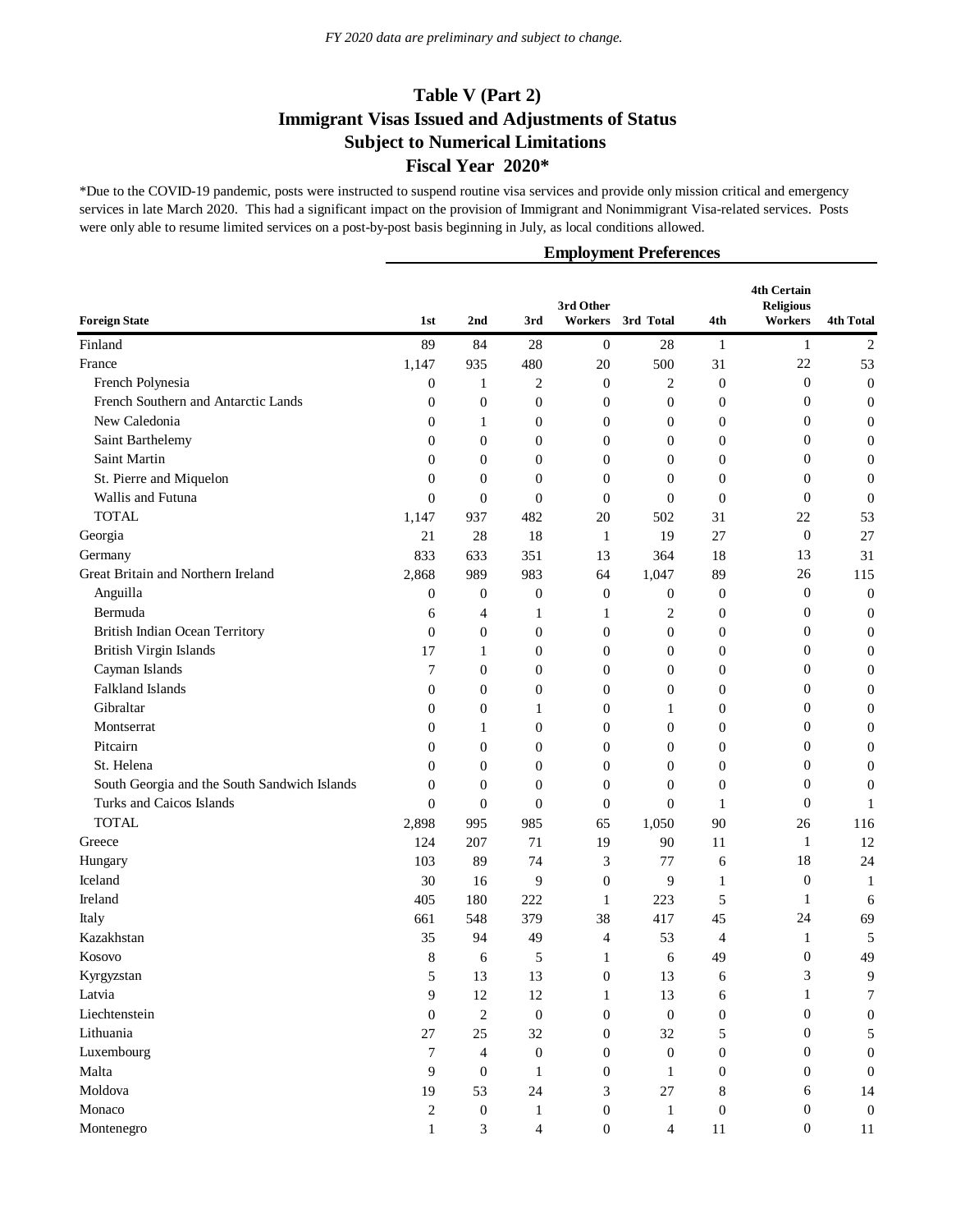*FY 2020 data are preliminary and subject to change.*

# Table V (Part 2)
# Immigrant Visas Issued and Adjustments of Status
# Subject to Numerical Limitations
# Fiscal Year 2020*

*Due to the COVID-19 pandemic, posts were instructed to suspend routine visa services and provide only mission critical and emergency services in late March 2020. This had a significant impact on the provision of Immigrant and Nonimmigrant Visa-related services. Posts were only able to resume limited services on a post-by-post basis beginning in July, as local conditions allowed.

| | Employment Preferences | | | | | | | |
|---|---|---|---|---|---|---|---|---|
| **Foreign State** | **1st** | **2nd** | **3rd** | **3rd Other Workers** | **3rd Total** | **4th** | **4th Certain Religious Workers** | **4th Total** |
| Finland | 89 | 84 | 28 | 0 | 28 | 1 | 1 | 2 |
| France | 1,147 | 935 | 480 | 20 | 500 | 31 | 22 | 53 |
| French Polynesia | 0 | 1 | 2 | 0 | 2 | 0 | 0 | 0 |
| French Southern and Antarctic Lands | 0 | 0 | 0 | 0 | 0 | 0 | 0 | 0 |
| New Caledonia | 0 | 1 | 0 | 0 | 0 | 0 | 0 | 0 |
| Saint Barthelemy | 0 | 0 | 0 | 0 | 0 | 0 | 0 | 0 |
| Saint Martin | 0 | 0 | 0 | 0 | 0 | 0 | 0 | 0 |
| St. Pierre and Miquelon | 0 | 0 | 0 | 0 | 0 | 0 | 0 | 0 |
| Wallis and Futuna | 0 | 0 | 0 | 0 | 0 | 0 | 0 | 0 |
| TOTAL | 1,147 | 937 | 482 | 20 | 502 | 31 | 22 | 53 |
| Georgia | 21 | 28 | 18 | 1 | 19 | 27 | 0 | 27 |
| Germany | 833 | 633 | 351 | 13 | 364 | 18 | 13 | 31 |
| Great Britain and Northern Ireland | 2,868 | 989 | 983 | 64 | 1,047 | 89 | 26 | 115 |
| Anguilla | 0 | 0 | 0 | 0 | 0 | 0 | 0 | 0 |
| Bermuda | 6 | 4 | 1 | 1 | 2 | 0 | 0 | 0 |
| British Indian Ocean Territory | 0 | 0 | 0 | 0 | 0 | 0 | 0 | 0 |
| British Virgin Islands | 17 | 1 | 0 | 0 | 0 | 0 | 0 | 0 |
| Cayman Islands | 7 | 0 | 0 | 0 | 0 | 0 | 0 | 0 |
| Falkland Islands | 0 | 0 | 0 | 0 | 0 | 0 | 0 | 0 |
| Gibraltar | 0 | 0 | 1 | 0 | 1 | 0 | 0 | 0 |
| Montserrat | 0 | 1 | 0 | 0 | 0 | 0 | 0 | 0 |
| Pitcairn | 0 | 0 | 0 | 0 | 0 | 0 | 0 | 0 |
| St. Helena | 0 | 0 | 0 | 0 | 0 | 0 | 0 | 0 |
| South Georgia and the South Sandwich Islands | 0 | 0 | 0 | 0 | 0 | 0 | 0 | 0 |
| Turks and Caicos Islands | 0 | 0 | 0 | 0 | 0 | 1 | 0 | 1 |
| TOTAL | 2,898 | 995 | 985 | 65 | 1,050 | 90 | 26 | 116 |
| Greece | 124 | 207 | 71 | 19 | 90 | 11 | 1 | 12 |
| Hungary | 103 | 89 | 74 | 3 | 77 | 6 | 18 | 24 |
| Iceland | 30 | 16 | 9 | 0 | 9 | 1 | 0 | 1 |
| Ireland | 405 | 180 | 222 | 1 | 223 | 5 | 1 | 6 |
| Italy | 661 | 548 | 379 | 38 | 417 | 45 | 24 | 69 |
| Kazakhstan | 35 | 94 | 49 | 4 | 53 | 4 | 1 | 5 |
| Kosovo | 8 | 6 | 5 | 1 | 6 | 49 | 0 | 49 |
| Kyrgyzstan | 5 | 13 | 13 | 0 | 13 | 6 | 3 | 9 |
| Latvia | 9 | 12 | 12 | 1 | 13 | 6 | 1 | 7 |
| Liechtenstein | 0 | 2 | 0 | 0 | 0 | 0 | 0 | 0 |
| Lithuania | 27 | 25 | 32 | 0 | 32 | 5 | 0 | 5 |
| Luxembourg | 7 | 4 | 0 | 0 | 0 | 0 | 0 | 0 |
| Malta | 9 | 0 | 1 | 0 | 1 | 0 | 0 | 0 |
| Moldova | 19 | 53 | 24 | 3 | 27 | 8 | 6 | 14 |
| Monaco | 2 | 0 | 1 | 0 | 1 | 0 | 0 | 0 |
| Montenegro | 1 | 3 | 4 | 0 | 4 | 11 | 0 | 11 |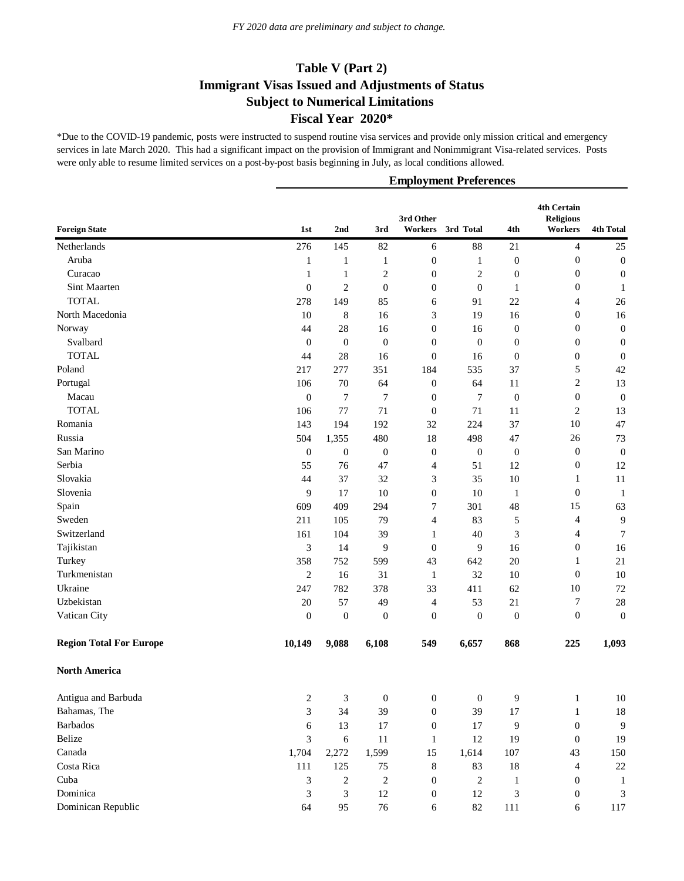*FY 2020 data are preliminary and subject to change.*

# Table V (Part 2)
## Immigrant Visas Issued and Adjustments of Status
## Subject to Numerical Limitations
## Fiscal Year 2020*

*Due to the COVID-19 pandemic, posts were instructed to suspend routine visa services and provide only mission critical and emergency services in late March 2020. This had a significant impact on the provision of Immigrant and Nonimmigrant Visa-related services. Posts were only able to resume limited services on a post-by-post basis beginning in July, as local conditions allowed.

| | Employment Preferences | | | | | | | |
|---|---|---|---|---|---|---|---|---|
| **Foreign State** | **1st** | **2nd** | **3rd** | **3rd Other Workers** | **3rd Total** | **4th** | **4th Certain Religious Workers** | **4th Total** |
| Netherlands | 276 | 145 | 82 | 6 | 88 | 21 | 4 | 25 |
| Aruba | 1 | 1 | 1 | 0 | 1 | 0 | 0 | 0 |
| Curacao | 1 | 1 | 2 | 0 | 2 | 0 | 0 | 0 |
| Sint Maarten | 0 | 2 | 0 | 0 | 0 | 1 | 0 | 1 |
| TOTAL | 278 | 149 | 85 | 6 | 91 | 22 | 4 | 26 |
| North Macedonia | 10 | 8 | 16 | 3 | 19 | 16 | 0 | 16 |
| Norway | 44 | 28 | 16 | 0 | 16 | 0 | 0 | 0 |
| Svalbard | 0 | 0 | 0 | 0 | 0 | 0 | 0 | 0 |
| TOTAL | 44 | 28 | 16 | 0 | 16 | 0 | 0 | 0 |
| Poland | 217 | 277 | 351 | 184 | 535 | 37 | 5 | 42 |
| Portugal | 106 | 70 | 64 | 0 | 64 | 11 | 2 | 13 |
| Macau | 0 | 7 | 7 | 0 | 7 | 0 | 0 | 0 |
| TOTAL | 106 | 77 | 71 | 0 | 71 | 11 | 2 | 13 |
| Romania | 143 | 194 | 192 | 32 | 224 | 37 | 10 | 47 |
| Russia | 504 | 1,355 | 480 | 18 | 498 | 47 | 26 | 73 |
| San Marino | 0 | 0 | 0 | 0 | 0 | 0 | 0 | 0 |
| Serbia | 55 | 76 | 47 | 4 | 51 | 12 | 0 | 12 |
| Slovakia | 44 | 37 | 32 | 3 | 35 | 10 | 1 | 11 |
| Slovenia | 9 | 17 | 10 | 0 | 10 | 1 | 0 | 1 |
| Spain | 609 | 409 | 294 | 7 | 301 | 48 | 15 | 63 |
| Sweden | 211 | 105 | 79 | 4 | 83 | 5 | 4 | 9 |
| Switzerland | 161 | 104 | 39 | 1 | 40 | 3 | 4 | 7 |
| Tajikistan | 3 | 14 | 9 | 0 | 9 | 16 | 0 | 16 |
| Turkey | 358 | 752 | 599 | 43 | 642 | 20 | 1 | 21 |
| Turkmenistan | 2 | 16 | 31 | 1 | 32 | 10 | 0 | 10 |
| Ukraine | 247 | 782 | 378 | 33 | 411 | 62 | 10 | 72 |
| Uzbekistan | 20 | 57 | 49 | 4 | 53 | 21 | 7 | 28 |
| Vatican City | 0 | 0 | 0 | 0 | 0 | 0 | 0 | 0 |
| **Region Total For Europe** | **10,149** | **9,088** | **6,108** | **549** | **6,657** | **868** | **225** | **1,093** |
| **North America** | | | | | | | | |
| Antigua and Barbuda | 2 | 3 | 0 | 0 | 0 | 9 | 1 | 10 |
| Bahamas, The | 3 | 34 | 39 | 0 | 39 | 17 | 1 | 18 |
| Barbados | 6 | 13 | 17 | 0 | 17 | 9 | 0 | 9 |
| Belize | 3 | 6 | 11 | 1 | 12 | 19 | 0 | 19 |
| Canada | 1,704 | 2,272 | 1,599 | 15 | 1,614 | 107 | 43 | 150 |
| Costa Rica | 111 | 125 | 75 | 8 | 83 | 18 | 4 | 22 |
| Cuba | 3 | 2 | 2 | 0 | 2 | 1 | 0 | 1 |
| Dominica | 3 | 3 | 12 | 0 | 12 | 3 | 0 | 3 |
| Dominican Republic | 64 | 95 | 76 | 6 | 82 | 111 | 6 | 117 |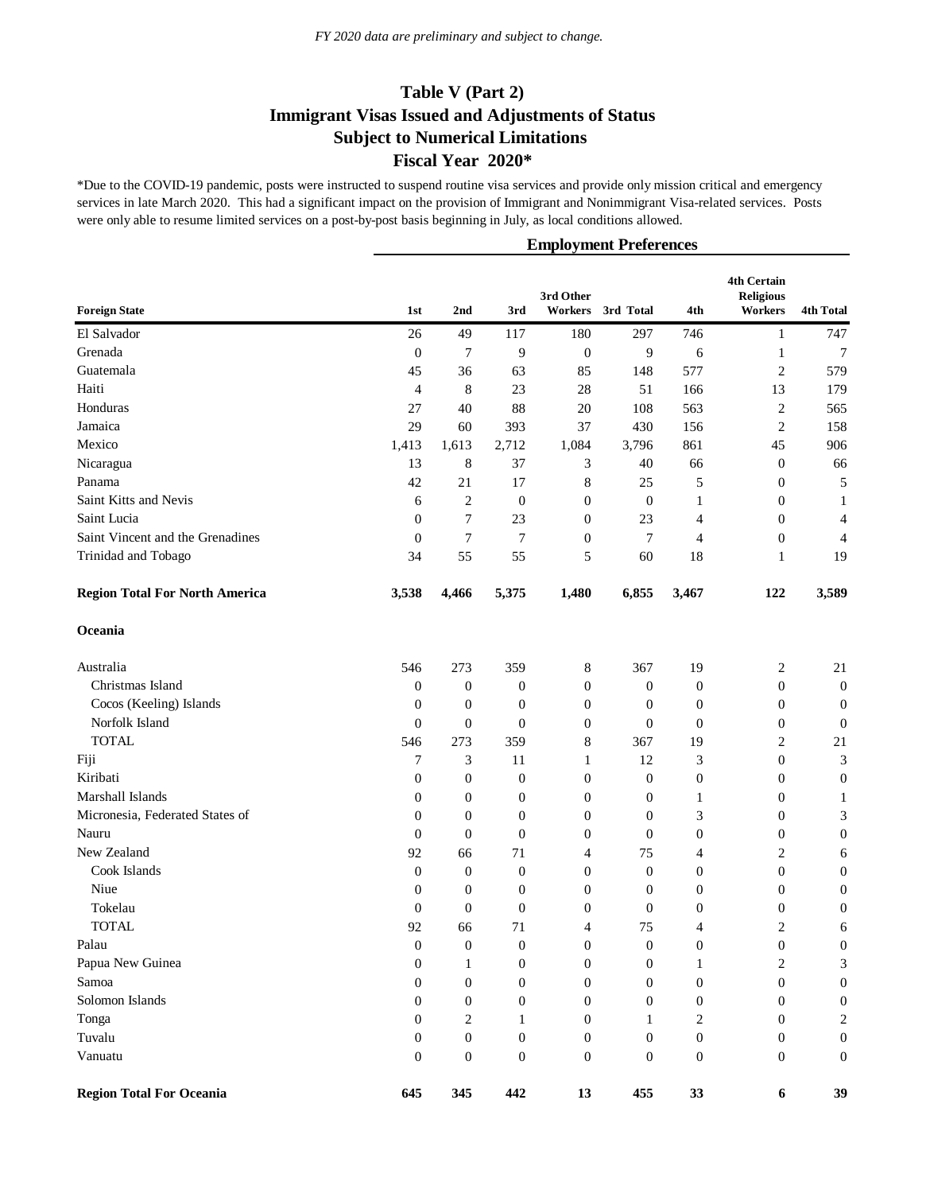*FY 2020 data are preliminary and subject to change.*

# Table V (Part 2)
## Immigrant Visas Issued and Adjustments of Status
## Subject to Numerical Limitations
## Fiscal Year 2020*

*Due to the COVID-19 pandemic, posts were instructed to suspend routine visa services and provide only mission critical and emergency services in late March 2020. This had a significant impact on the provision of Immigrant and Nonimmigrant Visa-related services. Posts were only able to resume limited services on a post-by-post basis beginning in July, as local conditions allowed.

| | Employment Preferences | | | | | | | |
|---|---|---|---|---|---|---|---|---|
| **Foreign State** | **1st** | **2nd** | **3rd** | **3rd Other Workers** | **3rd Total** | **4th** | **4th Certain Religious Workers** | **4th Total** |
| El Salvador | 26 | 49 | 117 | 180 | 297 | 746 | 1 | 747 |
| Grenada | 0 | 7 | 9 | 0 | 9 | 6 | 1 | 7 |
| Guatemala | 45 | 36 | 63 | 85 | 148 | 577 | 2 | 579 |
| Haiti | 4 | 8 | 23 | 28 | 51 | 166 | 13 | 179 |
| Honduras | 27 | 40 | 88 | 20 | 108 | 563 | 2 | 565 |
| Jamaica | 29 | 60 | 393 | 37 | 430 | 156 | 2 | 158 |
| Mexico | 1,413 | 1,613 | 2,712 | 1,084 | 3,796 | 861 | 45 | 906 |
| Nicaragua | 13 | 8 | 37 | 3 | 40 | 66 | 0 | 66 |
| Panama | 42 | 21 | 17 | 8 | 25 | 5 | 0 | 5 |
| Saint Kitts and Nevis | 6 | 2 | 0 | 0 | 0 | 1 | 0 | 1 |
| Saint Lucia | 0 | 7 | 23 | 0 | 23 | 4 | 0 | 4 |
| Saint Vincent and the Grenadines | 0 | 7 | 7 | 0 | 7 | 4 | 0 | 4 |
| Trinidad and Tobago | 34 | 55 | 55 | 5 | 60 | 18 | 1 | 19 |
| **Region Total For North America** | **3,538** | **4,466** | **5,375** | **1,480** | **6,855** | **3,467** | **122** | **3,589** |
| **Oceania** | | | | | | | | |
| Australia | 546 | 273 | 359 | 8 | 367 | 19 | 2 | 21 |
| Christmas Island | 0 | 0 | 0 | 0 | 0 | 0 | 0 | 0 |
| Cocos (Keeling) Islands | 0 | 0 | 0 | 0 | 0 | 0 | 0 | 0 |
| Norfolk Island | 0 | 0 | 0 | 0 | 0 | 0 | 0 | 0 |
| TOTAL | 546 | 273 | 359 | 8 | 367 | 19 | 2 | 21 |
| Fiji | 7 | 3 | 11 | 1 | 12 | 3 | 0 | 3 |
| Kiribati | 0 | 0 | 0 | 0 | 0 | 0 | 0 | 0 |
| Marshall Islands | 0 | 0 | 0 | 0 | 0 | 1 | 0 | 1 |
| Micronesia, Federated States of | 0 | 0 | 0 | 0 | 0 | 3 | 0 | 3 |
| Nauru | 0 | 0 | 0 | 0 | 0 | 0 | 0 | 0 |
| New Zealand | 92 | 66 | 71 | 4 | 75 | 4 | 2 | 6 |
| Cook Islands | 0 | 0 | 0 | 0 | 0 | 0 | 0 | 0 |
| Niue | 0 | 0 | 0 | 0 | 0 | 0 | 0 | 0 |
| Tokelau | 0 | 0 | 0 | 0 | 0 | 0 | 0 | 0 |
| TOTAL | 92 | 66 | 71 | 4 | 75 | 4 | 2 | 6 |
| Palau | 0 | 0 | 0 | 0 | 0 | 0 | 0 | 0 |
| Papua New Guinea | 0 | 1 | 0 | 0 | 0 | 1 | 2 | 3 |
| Samoa | 0 | 0 | 0 | 0 | 0 | 0 | 0 | 0 |
| Solomon Islands | 0 | 0 | 0 | 0 | 0 | 0 | 0 | 0 |
| Tonga | 0 | 2 | 1 | 0 | 1 | 2 | 0 | 2 |
| Tuvalu | 0 | 0 | 0 | 0 | 0 | 0 | 0 | 0 |
| Vanuatu | 0 | 0 | 0 | 0 | 0 | 0 | 0 | 0 |
| **Region Total For Oceania** | **645** | **345** | **442** | **13** | **455** | **33** | **6** | **39** |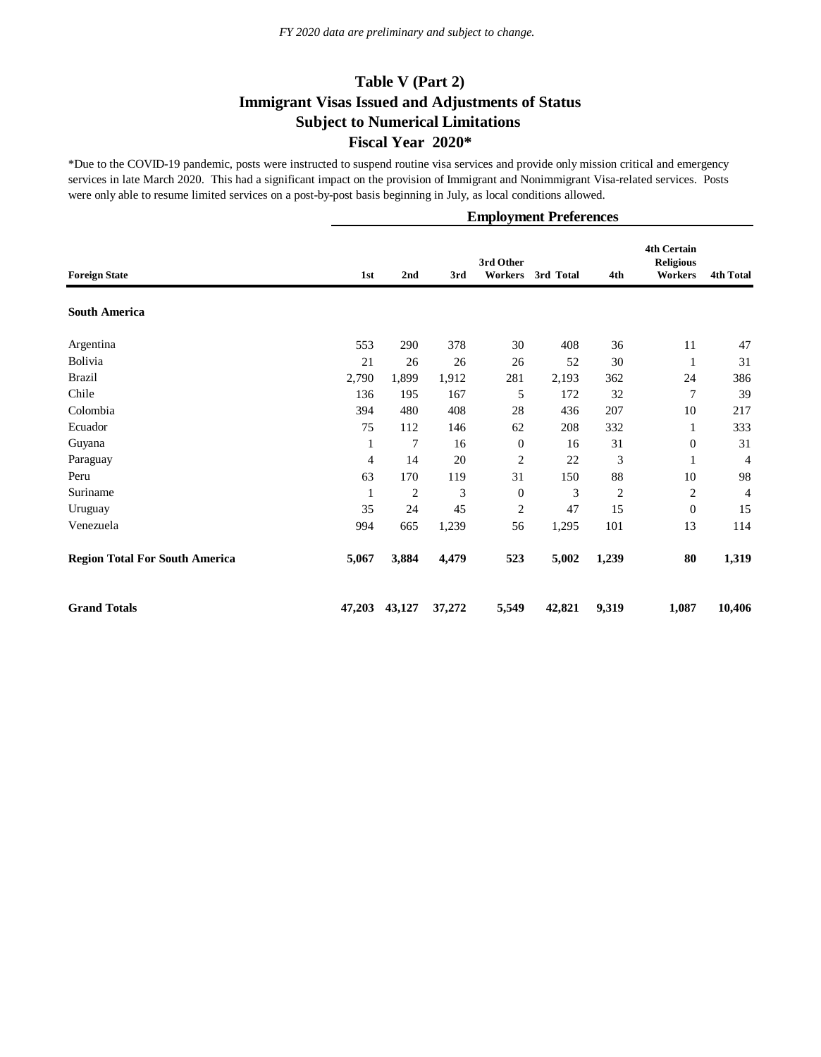*FY 2020 data are preliminary and subject to change.*

# Table V (Part 2)
# Immigrant Visas Issued and Adjustments of Status
# Subject to Numerical Limitations
# Fiscal Year 2020*

*Due to the COVID-19 pandemic, posts were instructed to suspend routine visa services and provide only mission critical and emergency services in late March 2020. This had a significant impact on the provision of Immigrant and Nonimmigrant Visa-related services. Posts were only able to resume limited services on a post-by-post basis beginning in July, as local conditions allowed.

| | Employment Preferences | | | | | | | |
|---|---|---|---|---|---|---|---|---|
| **Foreign State** | **1st** | **2nd** | **3rd** | **3rd Other Workers** | **3rd Total** | **4th** | **4th Certain Religious Workers** | **4th Total** |
| **South America** | | | | | | | | |
| Argentina | 553 | 290 | 378 | 30 | 408 | 36 | 11 | 47 |
| Bolivia | 21 | 26 | 26 | 26 | 52 | 30 | 1 | 31 |
| Brazil | 2,790 | 1,899 | 1,912 | 281 | 2,193 | 362 | 24 | 386 |
| Chile | 136 | 195 | 167 | 5 | 172 | 32 | 7 | 39 |
| Colombia | 394 | 480 | 408 | 28 | 436 | 207 | 10 | 217 |
| Ecuador | 75 | 112 | 146 | 62 | 208 | 332 | 1 | 333 |
| Guyana | 1 | 7 | 16 | 0 | 16 | 31 | 0 | 31 |
| Paraguay | 4 | 14 | 20 | 2 | 22 | 3 | 1 | 4 |
| Peru | 63 | 170 | 119 | 31 | 150 | 88 | 10 | 98 |
| Suriname | 1 | 2 | 3 | 0 | 3 | 2 | 2 | 4 |
| Uruguay | 35 | 24 | 45 | 2 | 47 | 15 | 0 | 15 |
| Venezuela | 994 | 665 | 1,239 | 56 | 1,295 | 101 | 13 | 114 |
| **Region Total For South America** | **5,067** | **3,884** | **4,479** | **523** | **5,002** | **1,239** | **80** | **1,319** |
| **Grand Totals** | **47,203** | **43,127** | **37,272** | **5,549** | **42,821** | **9,319** | **1,087** | **10,406** |